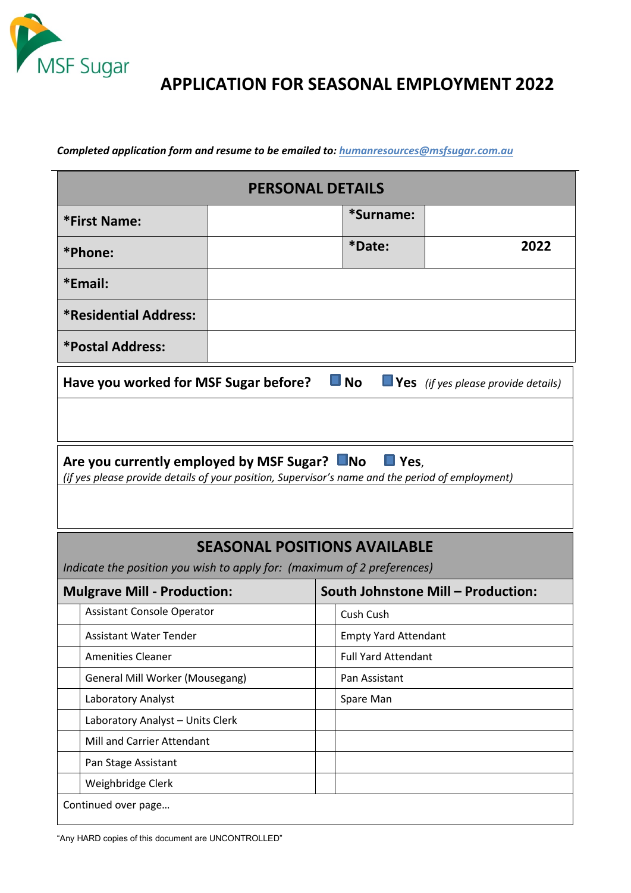MSF Sugar

# APPLICATION FOR SEASONAL EMPLOYMENT 2022

***Completed application form and resume to be emailed to:*** ***humanresources@msfsugar.com.au***

## PERSONAL DETAILS

| | | | |
|---|---|---|---|
| **\*First Name:** | | **\*Surname:** | |
| **\*Phone:** | | **\*Date:** | **2022** |
| **\*Email:** | | | |
| **\*Residential Address:** | | | |
| **\*Postal Address:** | | | |

**Have you worked for MSF Sugar before?** ☐ **No** ☐ **Yes** *(if yes please provide details)*

**Are you currently employed by MSF Sugar?** ☐ **No** ☐ **Yes**,
*(if yes please provide details of your position, Supervisor's name and the period of employment)*

## SEASONAL POSITIONS AVAILABLE

*Indicate the position you wish to apply for: (maximum of 2 preferences)*

| | **Mulgrave Mill - Production:** | | **South Johnstone Mill – Production:** |
|---|---|---|---|
| | Assistant Console Operator | | Cush Cush |
| | Assistant Water Tender | | Empty Yard Attendant |
| | Amenities Cleaner | | Full Yard Attendant |
| | General Mill Worker (Mousegang) | | Pan Assistant |
| | Laboratory Analyst | | Spare Man |
| | Laboratory Analyst – Units Clerk | | |
| | Mill and Carrier Attendant | | |
| | Pan Stage Assistant | | |
| | Weighbridge Clerk | | |

Continued over page…

"Any HARD copies of this document are UNCONTROLLED"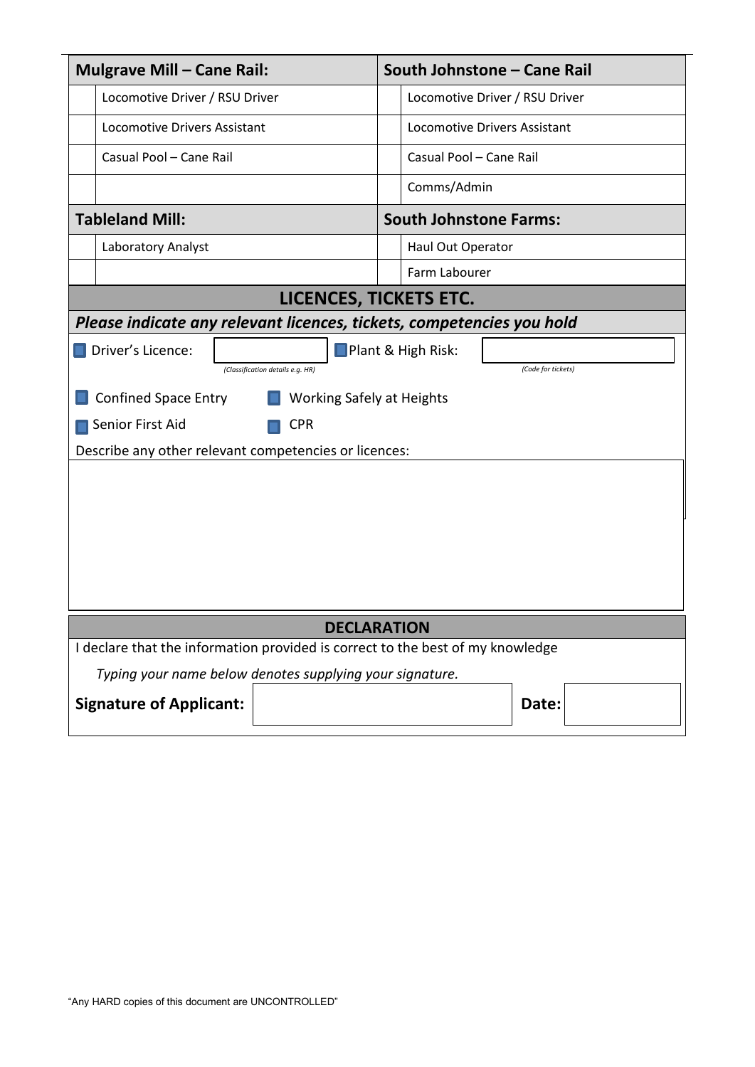| Mulgrave Mill – Cane Rail: | | South Johnstone – Cane Rail | |
|---|---|---|---|
| | Locomotive Driver / RSU Driver | | Locomotive Driver / RSU Driver |
| | Locomotive Drivers Assistant | | Locomotive Drivers Assistant |
| | Casual Pool – Cane Rail | | Casual Pool – Cane Rail |
| | | | Comms/Admin |
| **Tableland Mill:** | | **South Johnstone Farms:** | |
| | Laboratory Analyst | | Haul Out Operator |
| | | | Farm Labourer |

## LICENCES, TICKETS ETC.

***Please indicate any relevant licences, tickets, competencies you hold***

- [ ] Driver's Licence: ____________ *(Classification details e.g. HR)*
- [ ] Plant & High Risk: ____________ *(Code for tickets)*
- [ ] Confined Space Entry
- [ ] Working Safely at Heights
- [ ] Senior First Aid
- [ ] CPR

Describe any other relevant competencies or licences:

## DECLARATION

I declare that the information provided is correct to the best of my knowledge

*Typing your name below denotes supplying your signature.*

**Signature of Applicant:** ____________ **Date:** ____________

"Any HARD copies of this document are UNCONTROLLED"